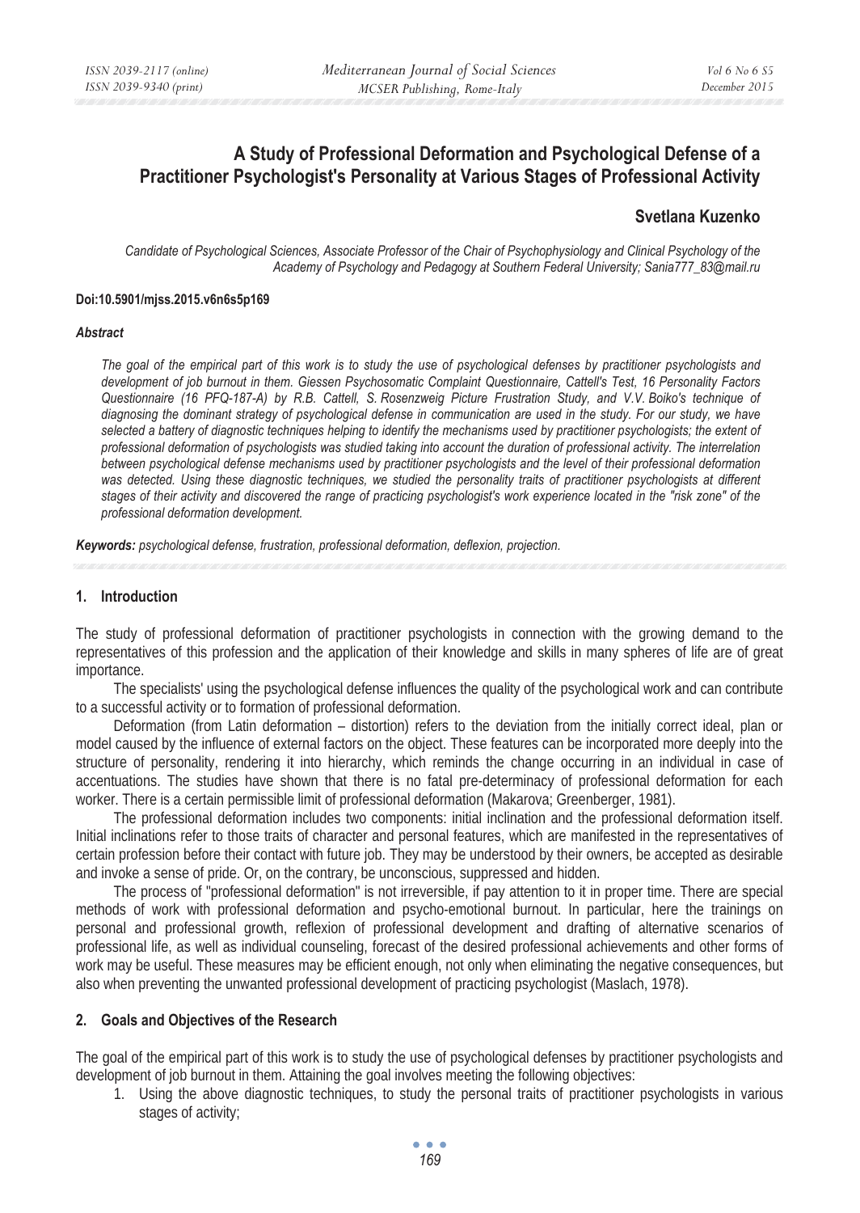# A Study of Professional Deformation and Psychological Defense of a Practitioner Psychologist's Personality at Various Stages of Professional Activity

**Svetlana Kuzenko**

*Candidate of Psychological Sciences, Associate Professor of the Chair of Psychophysiology and Clinical Psychology of the Academy of Psychology and Pedagogy at Southern Federal University; Sania777_83@mail.ru*

**Doi:10.5901/mjss.2015.v6n6s5p169**

***Abstract***

*The goal of the empirical part of this work is to study the use of psychological defenses by practitioner psychologists and development of job burnout in them. Giessen Psychosomatic Complaint Questionnaire, Cattell's Test, 16 Personality Factors Questionnaire (16 PFQ-187-A) by R.B. Cattell, S. Rosenzweig Picture Frustration Study, and V.V. Boiko's technique of diagnosing the dominant strategy of psychological defense in communication are used in the study. For our study, we have selected a battery of diagnostic techniques helping to identify the mechanisms used by practitioner psychologists; the extent of professional deformation of psychologists was studied taking into account the duration of professional activity. The interrelation between psychological defense mechanisms used by practitioner psychologists and the level of their professional deformation was detected. Using these diagnostic techniques, we studied the personality traits of practitioner psychologists at different stages of their activity and discovered the range of practicing psychologist's work experience located in the "risk zone" of the professional deformation development.*

***Keywords:*** *psychological defense, frustration, professional deformation, deflexion, projection.*

## 1. Introduction

The study of professional deformation of practitioner psychologists in connection with the growing demand to the representatives of this profession and the application of their knowledge and skills in many spheres of life are of great importance.

The specialists' using the psychological defense influences the quality of the psychological work and can contribute to a successful activity or to formation of professional deformation.

Deformation (from Latin deformation – distortion) refers to the deviation from the initially correct ideal, plan or model caused by the influence of external factors on the object. These features can be incorporated more deeply into the structure of personality, rendering it into hierarchy, which reminds the change occurring in an individual in case of accentuations. The studies have shown that there is no fatal pre-determinacy of professional deformation for each worker. There is a certain permissible limit of professional deformation (Makarova; Greenberger, 1981).

The professional deformation includes two components: initial inclination and the professional deformation itself. Initial inclinations refer to those traits of character and personal features, which are manifested in the representatives of certain profession before their contact with future job. They may be understood by their owners, be accepted as desirable and invoke a sense of pride. Or, on the contrary, be unconscious, suppressed and hidden.

The process of "professional deformation" is not irreversible, if pay attention to it in proper time. There are special methods of work with professional deformation and psycho-emotional burnout. In particular, here the trainings on personal and professional growth, reflexion of professional development and drafting of alternative scenarios of professional life, as well as individual counseling, forecast of the desired professional achievements and other forms of work may be useful. These measures may be efficient enough, not only when eliminating the negative consequences, but also when preventing the unwanted professional development of practicing psychologist (Maslach, 1978).

## 2. Goals and Objectives of the Research

The goal of the empirical part of this work is to study the use of psychological defenses by practitioner psychologists and development of job burnout in them. Attaining the goal involves meeting the following objectives:

1. Using the above diagnostic techniques, to study the personal traits of practitioner psychologists in various stages of activity;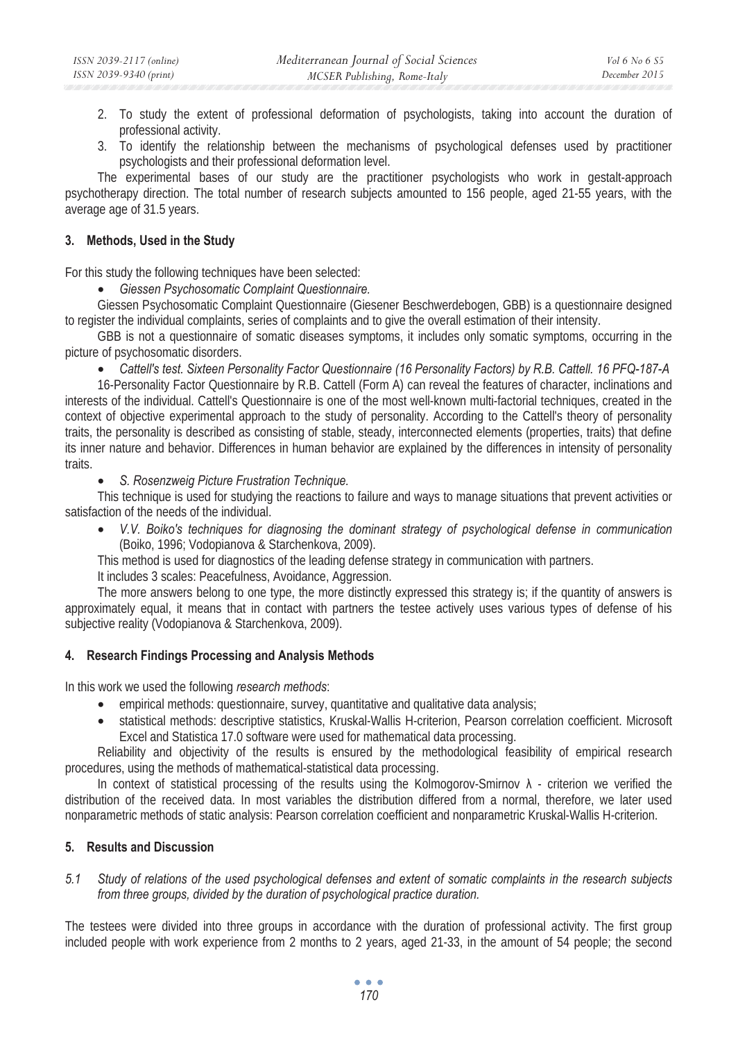2. To study the extent of professional deformation of psychologists, taking into account the duration of professional activity.
3. To identify the relationship between the mechanisms of psychological defenses used by practitioner psychologists and their professional deformation level.

The experimental bases of our study are the practitioner psychologists who work in gestalt-approach psychotherapy direction. The total number of research subjects amounted to 156 people, aged 21-55 years, with the average age of 31.5 years.

## 3. Methods, Used in the Study

For this study the following techniques have been selected:

- *Giessen Psychosomatic Complaint Questionnaire.*

Giessen Psychosomatic Complaint Questionnaire (Giesener Beschwerdebogen, GBB) is a questionnaire designed to register the individual complaints, series of complaints and to give the overall estimation of their intensity.

GBB is not a questionnaire of somatic diseases symptoms, it includes only somatic symptoms, occurring in the picture of psychosomatic disorders.

- *Cattell's test. Sixteen Personality Factor Questionnaire (16 Personality Factors) by R.B. Cattell. 16 PFQ-187-A*

16-Personality Factor Questionnaire by R.B. Cattell (Form A) can reveal the features of character, inclinations and interests of the individual. Cattell's Questionnaire is one of the most well-known multi-factorial techniques, created in the context of objective experimental approach to the study of personality. According to the Cattell's theory of personality traits, the personality is described as consisting of stable, steady, interconnected elements (properties, traits) that define its inner nature and behavior. Differences in human behavior are explained by the differences in intensity of personality traits.

- *S. Rosenzweig Picture Frustration Technique.*

This technique is used for studying the reactions to failure and ways to manage situations that prevent activities or satisfaction of the needs of the individual.

- *V.V. Boiko's techniques for diagnosing the dominant strategy of psychological defense in communication* (Boiko, 1996; Vodopianova & Starchenkova, 2009).

This method is used for diagnostics of the leading defense strategy in communication with partners.

It includes 3 scales: Peacefulness, Avoidance, Aggression.

The more answers belong to one type, the more distinctly expressed this strategy is; if the quantity of answers is approximately equal, it means that in contact with partners the testee actively uses various types of defense of his subjective reality (Vodopianova & Starchenkova, 2009).

## 4. Research Findings Processing and Analysis Methods

In this work we used the following *research methods*:

- empirical methods: questionnaire, survey, quantitative and qualitative data analysis;
- statistical methods: descriptive statistics, Kruskal-Wallis H-criterion, Pearson correlation coefficient. Microsoft Excel and Statistica 17.0 software were used for mathematical data processing.

Reliability and objectivity of the results is ensured by the methodological feasibility of empirical research procedures, using the methods of mathematical-statistical data processing.

In context of statistical processing of the results using the Kolmogorov-Smirnov $\lambda$ - criterion we verified the distribution of the received data. In most variables the distribution differed from a normal, therefore, we later used nonparametric methods of static analysis: Pearson correlation coefficient and nonparametric Kruskal-Wallis H-criterion.

## 5. Results and Discussion

### *5.1 Study of relations of the used psychological defenses and extent of somatic complaints in the research subjects from three groups, divided by the duration of psychological practice duration.*

The testees were divided into three groups in accordance with the duration of professional activity. The first group included people with work experience from 2 months to 2 years, aged 21-33, in the amount of 54 people; the second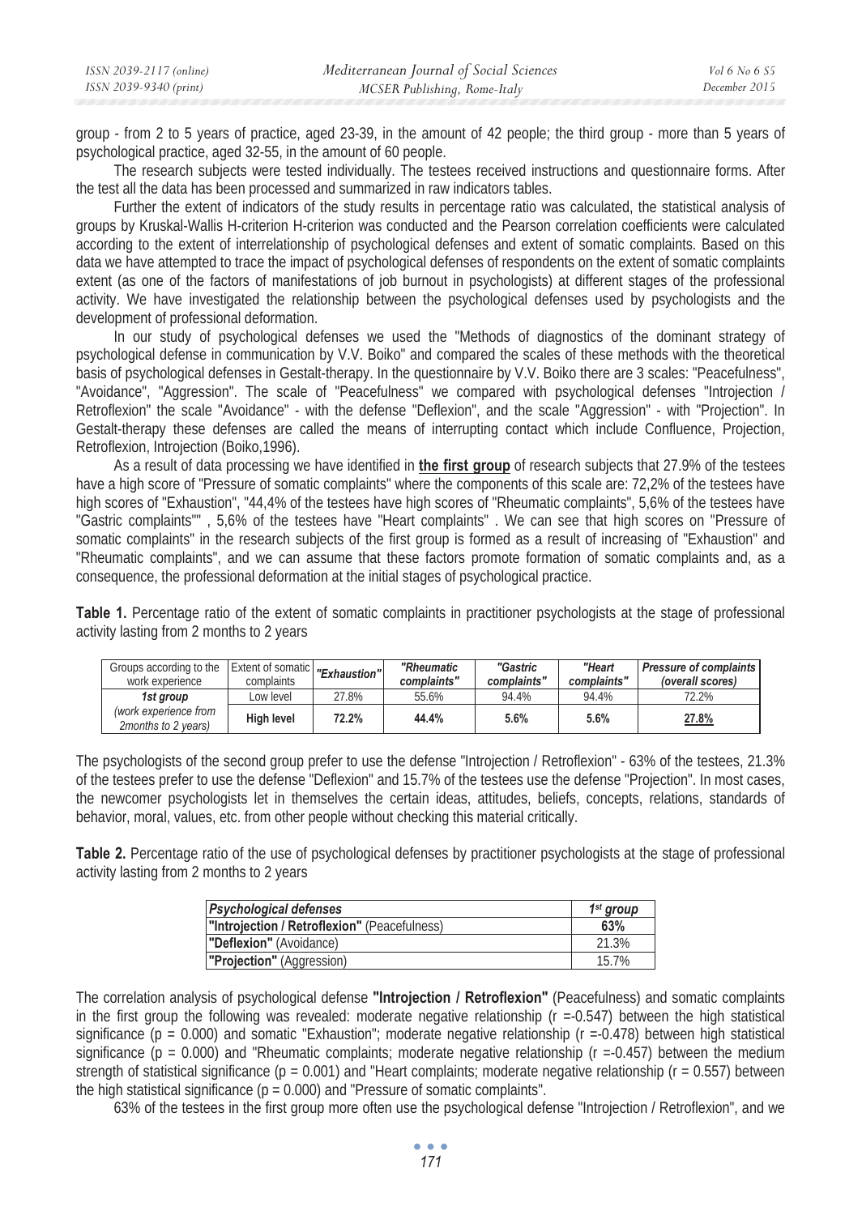group - from 2 to 5 years of practice, aged 23-39, in the amount of 42 people; the third group - more than 5 years of psychological practice, aged 32-55, in the amount of 60 people.

The research subjects were tested individually. The testees received instructions and questionnaire forms. After the test all the data has been processed and summarized in raw indicators tables.

Further the extent of indicators of the study results in percentage ratio was calculated, the statistical analysis of groups by Kruskal-Wallis H-criterion H-criterion was conducted and the Pearson correlation coefficients were calculated according to the extent of interrelationship of psychological defenses and extent of somatic complaints. Based on this data we have attempted to trace the impact of psychological defenses of respondents on the extent of somatic complaints extent (as one of the factors of manifestations of job burnout in psychologists) at different stages of the professional activity. We have investigated the relationship between the psychological defenses used by psychologists and the development of professional deformation.

In our study of psychological defenses we used the "Methods of diagnostics of the dominant strategy of psychological defense in communication by V.V. Boiko" and compared the scales of these methods with the theoretical basis of psychological defenses in Gestalt-therapy. In the questionnaire by V.V. Boiko there are 3 scales: "Peacefulness", "Avoidance", "Aggression". The scale of "Peacefulness" we compared with psychological defenses "Introjection / Retroflexion" the scale "Avoidance" - with the defense "Deflexion", and the scale "Aggression" - with "Projection". In Gestalt-therapy these defenses are called the means of interrupting contact which include Confluence, Projection, Retroflexion, Introjection (Boiko,1996).

As a result of data processing we have identified in **the first group** of research subjects that 27.9% of the testees have a high score of "Pressure of somatic complaints" where the components of this scale are: 72,2% of the testees have high scores of "Exhaustion", "44,4% of the testees have high scores of "Rheumatic complaints", 5,6% of the testees have "Gastric complaints"" , 5,6% of the testees have "Heart complaints" . We can see that high scores on "Pressure of somatic complaints" in the research subjects of the first group is formed as a result of increasing of "Exhaustion" and "Rheumatic complaints", and we can assume that these factors promote formation of somatic complaints and, as a consequence, the professional deformation at the initial stages of psychological practice.

**Table 1.** Percentage ratio of the extent of somatic complaints in practitioner psychologists at the stage of professional activity lasting from 2 months to 2 years

| Groups according to the work experience | Extent of somatic complaints | *"Exhaustion"* | *"Rheumatic complaints"* | *"Gastric complaints"* | *"Heart complaints"* | *Pressure of complaints (overall scores)* |
|---|---|---|---|---|---|---|
| ***1st group*** *(work experience from 2months to 2 years)* | Low level | 27.8% | 55.6% | 94.4% | 94.4% | 72.2% |
| | **High level** | **72.2%** | **44.4%** | **5.6%** | **5.6%** | **27.8%** |

The psychologists of the second group prefer to use the defense "Introjection / Retroflexion" - 63% of the testees, 21.3% of the testees prefer to use the defense "Deflexion" and 15.7% of the testees use the defense "Projection". In most cases, the newcomer psychologists let in themselves the certain ideas, attitudes, beliefs, concepts, relations, standards of behavior, moral, values, etc. from other people without checking this material critically.

**Table 2.** Percentage ratio of the use of psychological defenses by practitioner psychologists at the stage of professional activity lasting from 2 months to 2 years

| *Psychological defenses* | *1st group* |
|---|---|
| **"Introjection / Retroflexion"** (Peacefulness) | **63%** |
| **"Deflexion"** (Avoidance) | 21.3% |
| **"Projection"** (Aggression) | 15.7% |

The correlation analysis of psychological defense **"Introjection / Retroflexion"** (Peacefulness) and somatic complaints in the first group the following was revealed: moderate negative relationship ($r$ =-0.547) between the high statistical significance ($p$ = 0.000) and somatic "Exhaustion"; moderate negative relationship ($r$ =-0.478) between high statistical significance ($p$ = 0.000) and "Rheumatic complaints; moderate negative relationship ($r$ =-0.457) between the medium strength of statistical significance ($p$ = 0.001) and "Heart complaints; moderate negative relationship ($r$ = 0.557) between the high statistical significance ($p$ = 0.000) and "Pressure of somatic complaints".

63% of the testees in the first group more often use the psychological defense "Introjection / Retroflexion", and we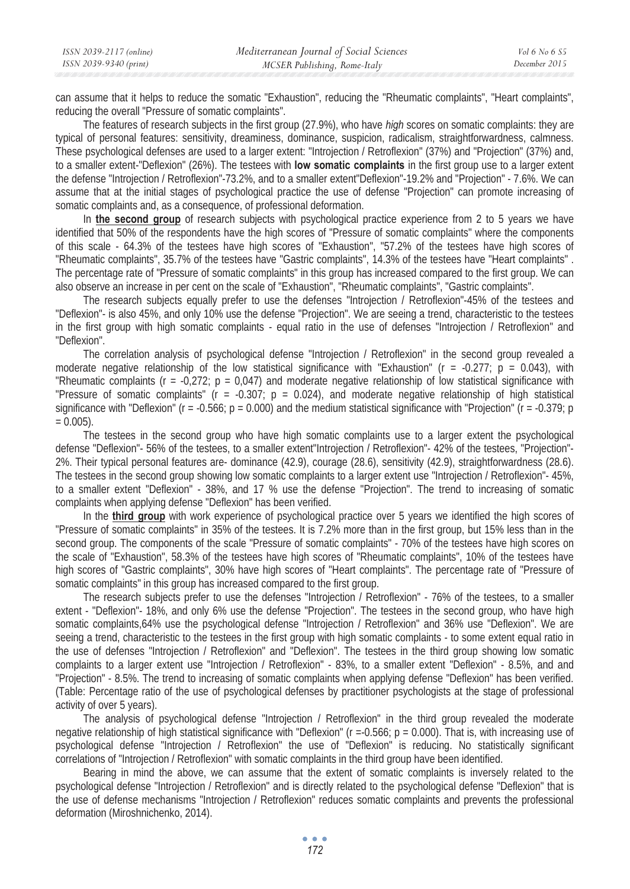can assume that it helps to reduce the somatic "Exhaustion", reducing the "Rheumatic complaints", "Heart complaints", reducing the overall "Pressure of somatic complaints".

The features of research subjects in the first group (27.9%), who have *high* scores on somatic complaints: they are typical of personal features: sensitivity, dreaminess, dominance, suspicion, radicalism, straightforwardness, calmness. These psychological defenses are used to a larger extent: "Introjection / Retroflexion" (37%) and "Projection" (37%) and, to a smaller extent-"Deflexion" (26%). The testees with **low somatic complaints** in the first group use to a larger extent the defense "Introjection / Retroflexion"-73.2%, and to a smaller extent"Deflexion"-19.2% and "Projection" - 7.6%. We can assume that at the initial stages of psychological practice the use of defense "Projection" can promote increasing of somatic complaints and, as a consequence, of professional deformation.

In **the second group** of research subjects with psychological practice experience from 2 to 5 years we have identified that 50% of the respondents have the high scores of "Pressure of somatic complaints" where the components of this scale - 64.3% of the testees have high scores of "Exhaustion", "57.2% of the testees have high scores of "Rheumatic complaints", 35.7% of the testees have "Gastric complaints", 14.3% of the testees have "Heart complaints" . The percentage rate of "Pressure of somatic complaints" in this group has increased compared to the first group. We can also observe an increase in per cent on the scale of "Exhaustion", "Rheumatic complaints", "Gastric complaints".

The research subjects equally prefer to use the defenses "Introjection / Retroflexion"-45% of the testees and "Deflexion"- is also 45%, and only 10% use the defense "Projection". We are seeing a trend, characteristic to the testees in the first group with high somatic complaints - equal ratio in the use of defenses "Introjection / Retroflexion" and "Deflexion".

The correlation analysis of psychological defense "Introjection / Retroflexion" in the second group revealed a moderate negative relationship of the low statistical significance with "Exhaustion" ($r = -0.277$; $p = 0.043$), with "Rheumatic complaints ($r = -0,272$; $p = 0,047$) and moderate negative relationship of low statistical significance with "Pressure of somatic complaints" ($r = -0.307$; $p = 0.024$), and moderate negative relationship of high statistical significance with "Deflexion" ($r = -0.566$; $p = 0.000$) and the medium statistical significance with "Projection" ($r = -0.379$; $p = 0.005$).

The testees in the second group who have high somatic complaints use to a larger extent the psychological defense "Deflexion"- 56% of the testees, to a smaller extent"Introjection / Retroflexion"- 42% of the testees, "Projection"- 2%. Their typical personal features are- dominance (42.9), courage (28.6), sensitivity (42.9), straightforwardness (28.6). The testees in the second group showing low somatic complaints to a larger extent use "Introjection / Retroflexion"- 45%, to a smaller extent "Deflexion" - 38%, and 17 % use the defense "Projection". The trend to increasing of somatic complaints when applying defense "Deflexion" has been verified.

In the **third group** with work experience of psychological practice over 5 years we identified the high scores of "Pressure of somatic complaints" in 35% of the testees. It is 7.2% more than in the first group, but 15% less than in the second group. The components of the scale "Pressure of somatic complaints" - 70% of the testees have high scores on the scale of "Exhaustion", 58.3% of the testees have high scores of "Rheumatic complaints", 10% of the testees have high scores of "Gastric complaints", 30% have high scores of "Heart complaints". The percentage rate of "Pressure of somatic complaints" in this group has increased compared to the first group.

The research subjects prefer to use the defenses "Introjection / Retroflexion" - 76% of the testees, to a smaller extent - "Deflexion"- 18%, and only 6% use the defense "Projection". The testees in the second group, who have high somatic complaints,64% use the psychological defense "Introjection / Retroflexion" and 36% use "Deflexion". We are seeing a trend, characteristic to the testees in the first group with high somatic complaints - to some extent equal ratio in the use of defenses "Introjection / Retroflexion" and "Deflexion". The testees in the third group showing low somatic complaints to a larger extent use "Introjection / Retroflexion" - 83%, to a smaller extent "Deflexion" - 8.5%, and and "Projection" - 8.5%. The trend to increasing of somatic complaints when applying defense "Deflexion" has been verified. (Table: Percentage ratio of the use of psychological defenses by practitioner psychologists at the stage of professional activity of over 5 years).

The analysis of psychological defense "Introjection / Retroflexion" in the third group revealed the moderate negative relationship of high statistical significance with "Deflexion" ($r =-0.566$; $p = 0.000$). That is, with increasing use of psychological defense "Introjection / Retroflexion" the use of "Deflexion" is reducing. No statistically significant correlations of "Introjection / Retroflexion" with somatic complaints in the third group have been identified.

Bearing in mind the above, we can assume that the extent of somatic complaints is inversely related to the psychological defense "Introjection / Retroflexion" and is directly related to the psychological defense "Deflexion" that is the use of defense mechanisms "Introjection / Retroflexion" reduces somatic complaints and prevents the professional deformation (Miroshnichenko, 2014).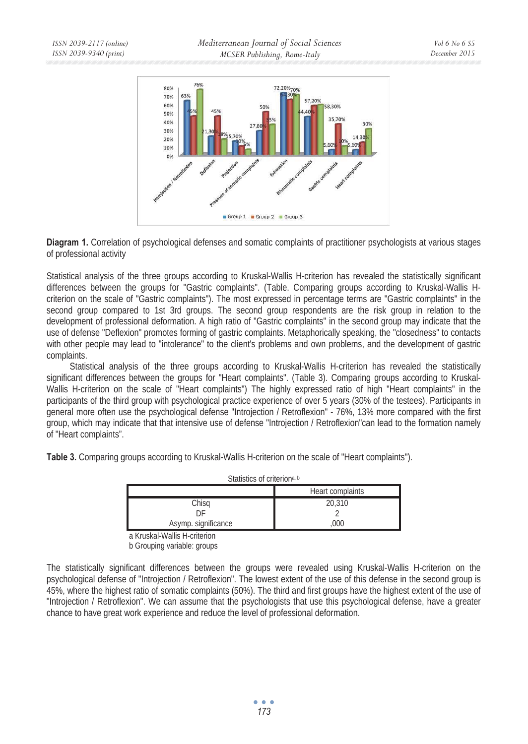**Diagram 1.** Correlation of psychological defenses and somatic complaints of practitioner psychologists at various stages of professional activity

Statistical analysis of the three groups according to Kruskal-Wallis H-criterion has revealed the statistically significant differences between the groups for "Gastric complaints". (Table. Comparing groups according to Kruskal-Wallis H-criterion on the scale of "Gastric complaints"). The most expressed in percentage terms are "Gastric complaints" in the second group compared to 1st 3rd groups. The second group respondents are the risk group in relation to the development of professional deformation. A high ratio of "Gastric complaints" in the second group may indicate that the use of defense "Deflexion" promotes forming of gastric complaints. Metaphorically speaking, the "closedness" to contacts with other people may lead to "intolerance" to the client's problems and own problems, and the development of gastric complaints.

Statistical analysis of the three groups according to Kruskal-Wallis H-criterion has revealed the statistically significant differences between the groups for "Heart complaints". (Table 3). Comparing groups according to Kruskal-Wallis H-criterion on the scale of "Heart complaints") The highly expressed ratio of high "Heart complaints" in the participants of the third group with psychological practice experience of over 5 years (30% of the testees). Participants in general more often use the psychological defense "Introjection / Retroflexion" - 76%, 13% more compared with the first group, which may indicate that that intensive use of defense "Introjection / Retroflexion"can lead to the formation namely of "Heart complaints".

**Table 3.** Comparing groups according to Kruskal-Wallis H-criterion on the scale of "Heart complaints").

Statistics of criterion[a, b]

| | Heart complaints |
|---|---|
| Chisq | 20,310 |
| DF | 2 |
| Asymp. significance | ,000 |

a Kruskal-Wallis H-criterion
b Grouping variable: groups

The statistically significant differences between the groups were revealed using Kruskal-Wallis H-criterion on the psychological defense of "Introjection / Retroflexion". The lowest extent of the use of this defense in the second group is 45%, where the highest ratio of somatic complaints (50%). The third and first groups have the highest extent of the use of "Introjection / Retroflexion". We can assume that the psychologists that use this psychological defense, have a greater chance to have great work experience and reduce the level of professional deformation.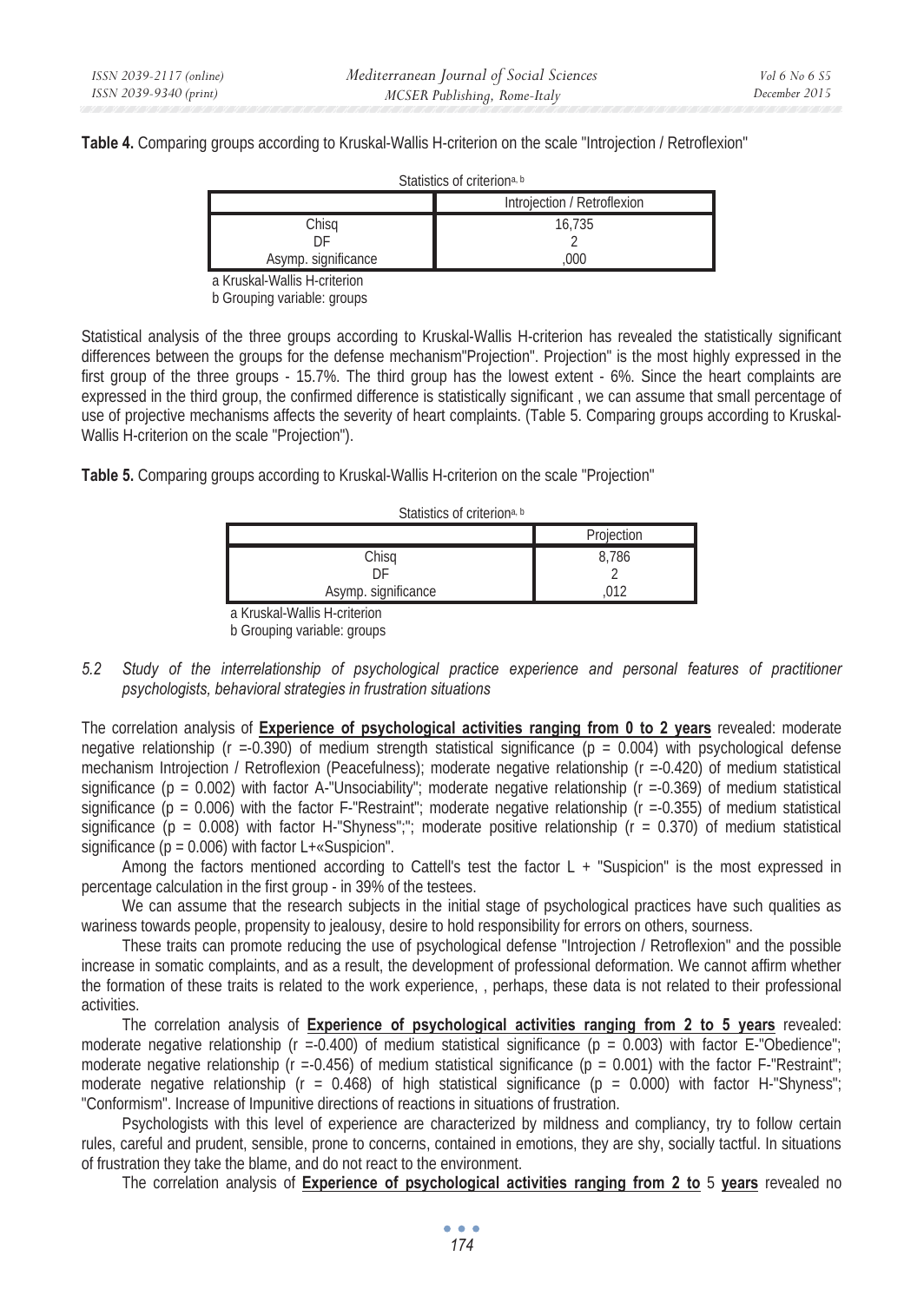**Table 4.** Comparing groups according to Kruskal-Wallis H-criterion on the scale "Introjection / Retroflexion"

Statistics of criterion[a, b]

| | Introjection / Retroflexion |
|---|---|
| Chisq | 16,735 |
| DF | 2 |
| Asymp. significance | ,000 |

a Kruskal-Wallis H-criterion
b Grouping variable: groups

Statistical analysis of the three groups according to Kruskal-Wallis H-criterion has revealed the statistically significant differences between the groups for the defense mechanism"Projection". Projection" is the most highly expressed in the first group of the three groups - 15.7%. The third group has the lowest extent - 6%. Since the heart complaints are expressed in the third group, the confirmed difference is statistically significant , we can assume that small percentage of use of projective mechanisms affects the severity of heart complaints. (Table 5. Comparing groups according to Kruskal-Wallis H-criterion on the scale "Projection").

**Table 5.** Comparing groups according to Kruskal-Wallis H-criterion on the scale "Projection"

Statistics of criterion[a, b]

| | Projection |
|---|---|
| Chisq | 8,786 |
| DF | 2 |
| Asymp. significance | ,012 |

a Kruskal-Wallis H-criterion
b Grouping variable: groups

### *5.2 Study of the interrelationship of psychological practice experience and personal features of practitioner psychologists, behavioral strategies in frustration situations*

The correlation analysis of **Experience of psychological activities ranging from 0 to 2 years** revealed: moderate negative relationship (r =-0.390) of medium strength statistical significance (p = 0.004) with psychological defense mechanism Introjection / Retroflexion (Peacefulness); moderate negative relationship (r =-0.420) of medium statistical significance (p = 0.002) with factor A-"Unsociability"; moderate negative relationship (r =-0.369) of medium statistical significance (p = 0.006) with the factor F-"Restraint"; moderate negative relationship (r =-0.355) of medium statistical significance (p = 0.008) with factor H-"Shyness";"; moderate positive relationship (r = 0.370) of medium statistical significance (p = 0.006) with factor L+«Suspicion".

Among the factors mentioned according to Cattell's test the factor L + "Suspicion" is the most expressed in percentage calculation in the first group - in 39% of the testees.

We can assume that the research subjects in the initial stage of psychological practices have such qualities as wariness towards people, propensity to jealousy, desire to hold responsibility for errors on others, sourness.

These traits can promote reducing the use of psychological defense "Introjection / Retroflexion" and the possible increase in somatic complaints, and as a result, the development of professional deformation. We cannot affirm whether the formation of these traits is related to the work experience, , perhaps, these data is not related to their professional activities.

The correlation analysis of **Experience of psychological activities ranging from 2 to 5 years** revealed: moderate negative relationship (r =-0.400) of medium statistical significance (p = 0.003) with factor E-"Obedience"; moderate negative relationship (r =-0.456) of medium statistical significance (p = 0.001) with the factor F-"Restraint"; moderate negative relationship (r = 0.468) of high statistical significance (p = 0.000) with factor H-"Shyness"; "Conformism". Increase of Impunitive directions of reactions in situations of frustration.

Psychologists with this level of experience are characterized by mildness and compliancy, try to follow certain rules, careful and prudent, sensible, prone to concerns, contained in emotions, they are shy, socially tactful. In situations of frustration they take the blame, and do not react to the environment.

The correlation analysis of **Experience of psychological activities ranging from 2 to** 5 **years** revealed no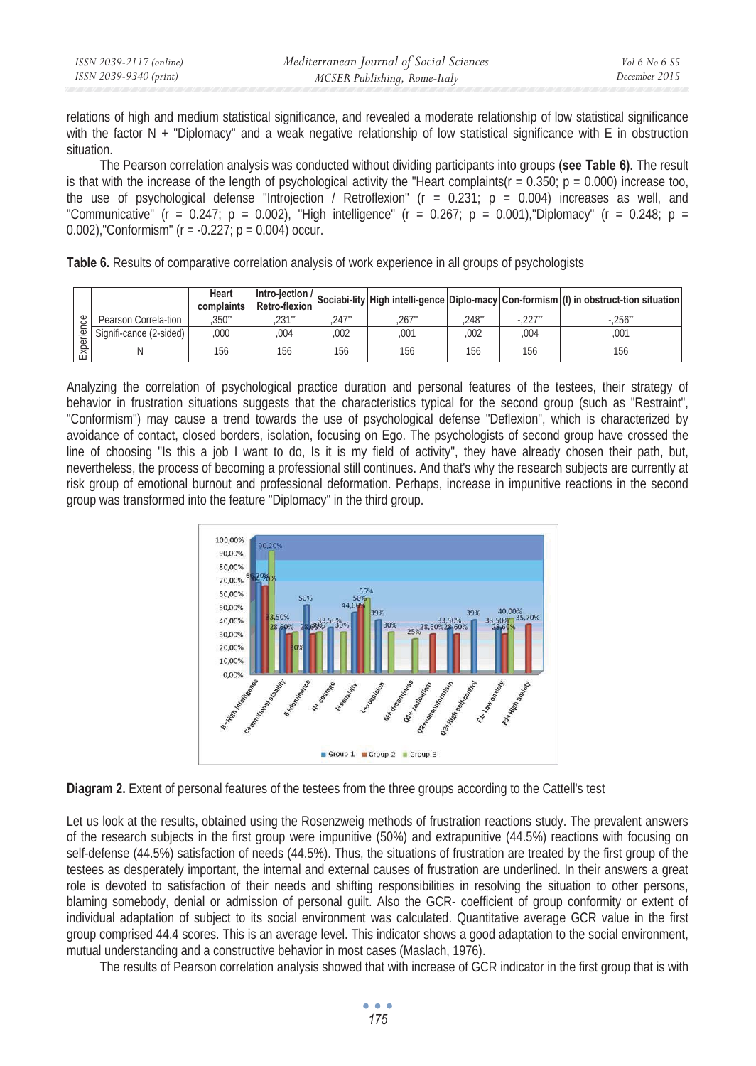relations of high and medium statistical significance, and revealed a moderate relationship of low statistical significance with the factor N + "Diplomacy" and a weak negative relationship of low statistical significance with E in obstruction situation.

The Pearson correlation analysis was conducted without dividing participants into groups **(see Table 6).** The result is that with the increase of the length of psychological activity the "Heart complaints(r = 0.350; p = 0.000) increase too, the use of psychological defense "Introjection / Retroflexion" (r = 0.231; p = 0.004) increases as well, and "Communicative" (r = 0.247; p = 0.002), "High intelligence" (r = 0.267; p = 0.001),"Diplomacy" (r = 0.248; p = 0.002),"Conformism" (r = -0.227; p = 0.004) occur.

**Table 6.** Results of comparative correlation analysis of work experience in all groups of psychologists

| | | Heart complaints | Intro-jection / Retro-flexion | Sociabi-lity | High intelli-gence | Diplo-macy | Con-formism | (I) in obstruct-tion situation |
|---|---|---|---|---|---|---|---|---|
| Experience | Pearson Correla-tion | ,350** | ,231** | ,247** | ,267** | ,248** | -,227** | -,256** |
| | Signifi-cance (2-sided) | ,000 | ,004 | ,002 | ,001 | ,002 | ,004 | ,001 |
| | N | 156 | 156 | 156 | 156 | 156 | 156 | 156 |

Analyzing the correlation of psychological practice duration and personal features of the testees, their strategy of behavior in frustration situations suggests that the characteristics typical for the second group (such as "Restraint", "Conformism") may cause a trend towards the use of psychological defense "Deflexion", which is characterized by avoidance of contact, closed borders, isolation, focusing on Ego. The psychologists of second group have crossed the line of choosing "Is this a job I want to do, Is it is my field of activity", they have already chosen their path, but, nevertheless, the process of becoming a professional still continues. And that's why the research subjects are currently at risk group of emotional burnout and professional deformation. Perhaps, increase in impunitive reactions in the second group was transformed into the feature "Diplomacy" in the third group.

**Diagram 2.** Extent of personal features of the testees from the three groups according to the Cattell's test

Let us look at the results, obtained using the Rosenzweig methods of frustration reactions study. The prevalent answers of the research subjects in the first group were impunitive (50%) and extrapunitive (44.5%) reactions with focusing on self-defense (44.5%) satisfaction of needs (44.5%). Thus, the situations of frustration are treated by the first group of the testees as desperately important, the internal and external causes of frustration are underlined. In their answers a great role is devoted to satisfaction of their needs and shifting responsibilities in resolving the situation to other persons, blaming somebody, denial or admission of personal guilt. Also the GCR- coefficient of group conformity or extent of individual adaptation of subject to its social environment was calculated. Quantitative average GCR value in the first group comprised 44.4 scores. This is an average level. This indicator shows a good adaptation to the social environment, mutual understanding and a constructive behavior in most cases (Maslach, 1976).

The results of Pearson correlation analysis showed that with increase of GCR indicator in the first group that is with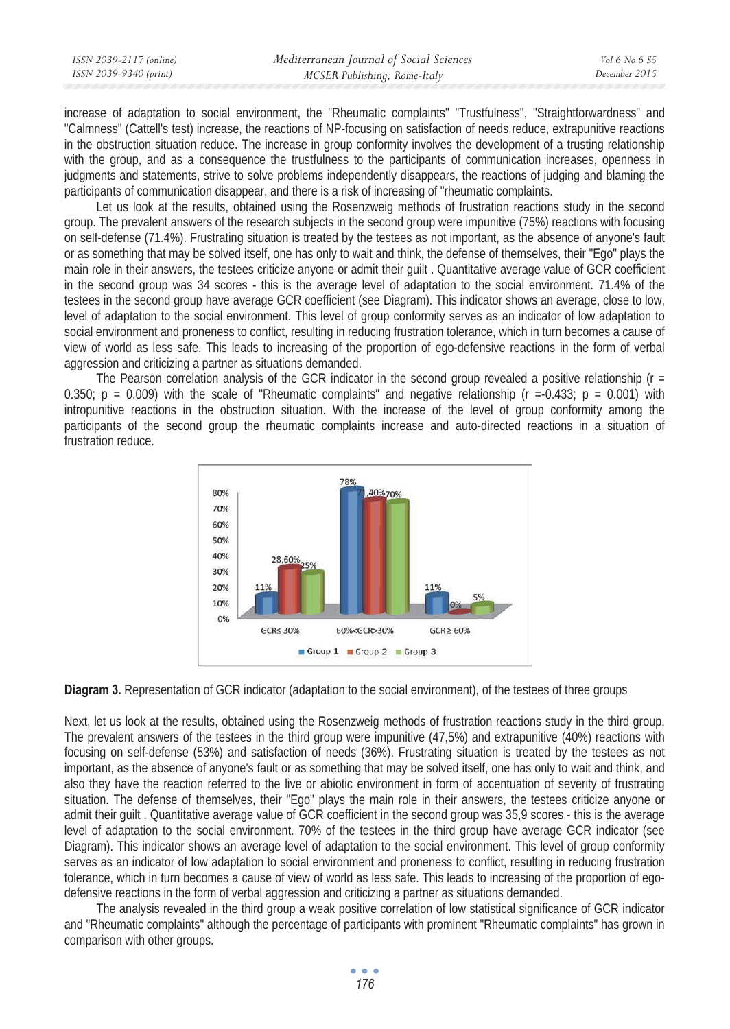increase of adaptation to social environment, the "Rheumatic complaints" "Trustfulness", "Straightforwardness" and "Calmness" (Cattell's test) increase, the reactions of NP-focusing on satisfaction of needs reduce, extrapunitive reactions in the obstruction situation reduce. The increase in group conformity involves the development of a trusting relationship with the group, and as a consequence the trustfulness to the participants of communication increases, openness in judgments and statements, strive to solve problems independently disappears, the reactions of judging and blaming the participants of communication disappear, and there is a risk of increasing of "rheumatic complaints.

Let us look at the results, obtained using the Rosenzweig methods of frustration reactions study in the second group. The prevalent answers of the research subjects in the second group were impunitive (75%) reactions with focusing on self-defense (71.4%). Frustrating situation is treated by the testees as not important, as the absence of anyone's fault or as something that may be solved itself, one has only to wait and think, the defense of themselves, their "Ego" plays the main role in their answers, the testees criticize anyone or admit their guilt . Quantitative average value of GCR coefficient in the second group was 34 scores - this is the average level of adaptation to the social environment. 71.4% of the testees in the second group have average GCR coefficient (see Diagram). This indicator shows an average, close to low, level of adaptation to the social environment. This level of group conformity serves as an indicator of low adaptation to social environment and proneness to conflict, resulting in reducing frustration tolerance, which in turn becomes a cause of view of world as less safe. This leads to increasing of the proportion of ego-defensive reactions in the form of verbal aggression and criticizing a partner as situations demanded.

The Pearson correlation analysis of the GCR indicator in the second group revealed a positive relationship ($r = 0.350$; $p = 0.009$) with the scale of "Rheumatic complaints" and negative relationship ($r = -0.433$; $p = 0.001$) with intropunitive reactions in the obstruction situation. With the increase of the level of group conformity among the participants of the second group the rheumatic complaints increase and auto-directed reactions in a situation of frustration reduce.

80%
70%
60%
50%
40%
30%
20%
10%
0%

GCR≤ 30%: 11%, 28,60%, 25%
60%<GCR>30%: 78%, 71,40%, 70%
GCR ≥ 60%: 11%, 0%, 5%

Group 1 Group 2 Group 3

**Diagram 3.** Representation of GCR indicator (adaptation to the social environment), of the testees of three groups

Next, let us look at the results, obtained using the Rosenzweig methods of frustration reactions study in the third group. The prevalent answers of the testees in the third group were impunitive (47,5%) and extrapunitive (40%) reactions with focusing on self-defense (53%) and satisfaction of needs (36%). Frustrating situation is treated by the testees as not important, as the absence of anyone's fault or as something that may be solved itself, one has only to wait and think, and also they have the reaction referred to the live or abiotic environment in form of accentuation of severity of frustrating situation. The defense of themselves, their "Ego" plays the main role in their answers, the testees criticize anyone or admit their guilt . Quantitative average value of GCR coefficient in the second group was 35,9 scores - this is the average level of adaptation to the social environment. 70% of the testees in the third group have average GCR indicator (see Diagram). This indicator shows an average level of adaptation to the social environment. This level of group conformity serves as an indicator of low adaptation to social environment and proneness to conflict, resulting in reducing frustration tolerance, which in turn becomes a cause of view of world as less safe. This leads to increasing of the proportion of ego-defensive reactions in the form of verbal aggression and criticizing a partner as situations demanded.

The analysis revealed in the third group a weak positive correlation of low statistical significance of GCR indicator and "Rheumatic complaints" although the percentage of participants with prominent "Rheumatic complaints" has grown in comparison with other groups.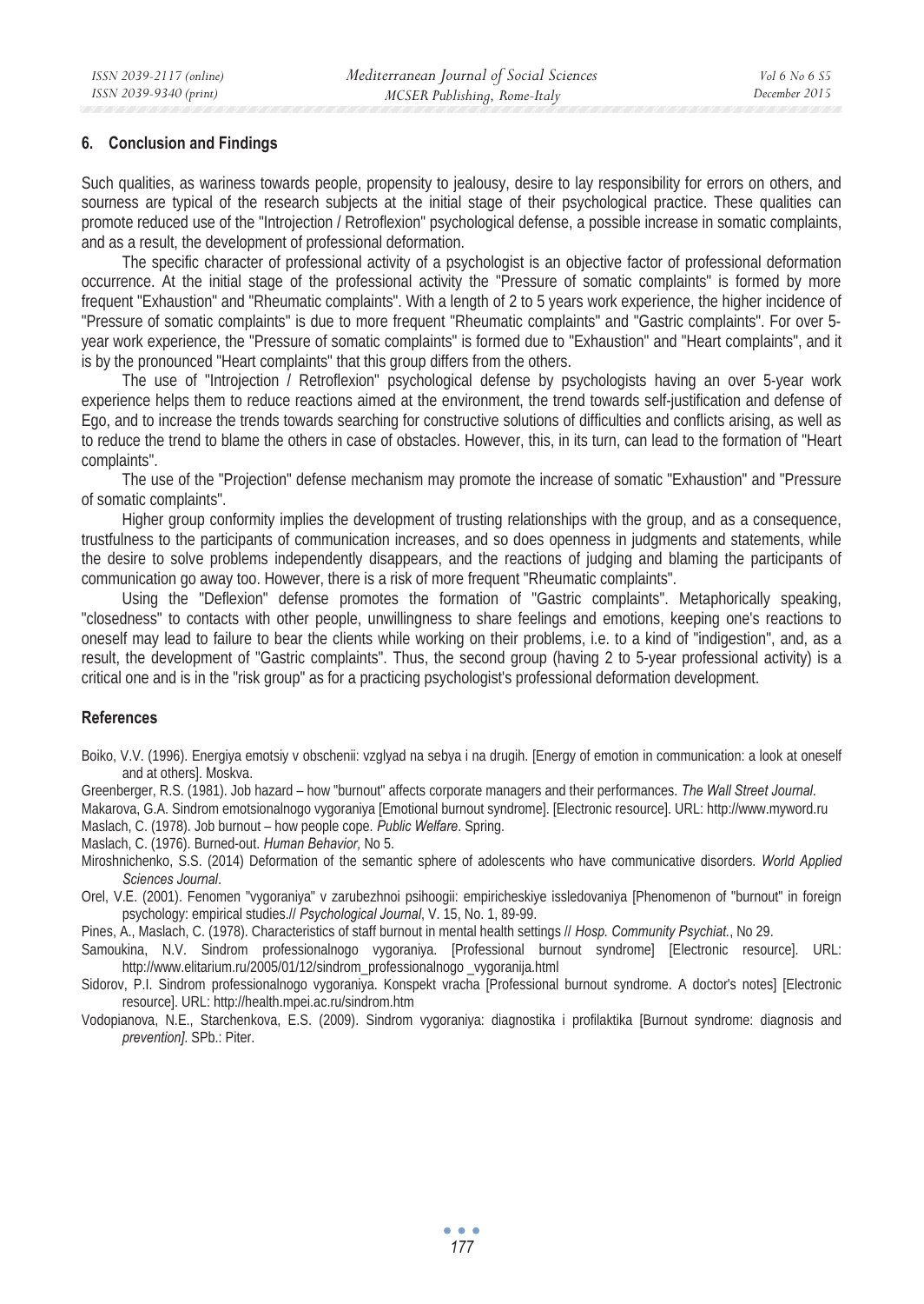## 6. Conclusion and Findings

Such qualities, as wariness towards people, propensity to jealousy, desire to lay responsibility for errors on others, and sourness are typical of the research subjects at the initial stage of their psychological practice. These qualities can promote reduced use of the "Introjection / Retroflexion" psychological defense, a possible increase in somatic complaints, and as a result, the development of professional deformation.

The specific character of professional activity of a psychologist is an objective factor of professional deformation occurrence. At the initial stage of the professional activity the "Pressure of somatic complaints" is formed by more frequent "Exhaustion" and "Rheumatic complaints". With a length of 2 to 5 years work experience, the higher incidence of "Pressure of somatic complaints" is due to more frequent "Rheumatic complaints" and "Gastric complaints". For over 5-year work experience, the "Pressure of somatic complaints" is formed due to "Exhaustion" and "Heart complaints", and it is by the pronounced "Heart complaints" that this group differs from the others.

The use of "Introjection / Retroflexion" psychological defense by psychologists having an over 5-year work experience helps them to reduce reactions aimed at the environment, the trend towards self-justification and defense of Ego, and to increase the trends towards searching for constructive solutions of difficulties and conflicts arising, as well as to reduce the trend to blame the others in case of obstacles. However, this, in its turn, can lead to the formation of "Heart complaints".

The use of the "Projection" defense mechanism may promote the increase of somatic "Exhaustion" and "Pressure of somatic complaints".

Higher group conformity implies the development of trusting relationships with the group, and as a consequence, trustfulness to the participants of communication increases, and so does openness in judgments and statements, while the desire to solve problems independently disappears, and the reactions of judging and blaming the participants of communication go away too. However, there is a risk of more frequent "Rheumatic complaints".

Using the "Deflexion" defense promotes the formation of "Gastric complaints". Metaphorically speaking, "closedness" to contacts with other people, unwillingness to share feelings and emotions, keeping one's reactions to oneself may lead to failure to bear the clients while working on their problems, i.e. to a kind of "indigestion", and, as a result, the development of "Gastric complaints". Thus, the second group (having 2 to 5-year professional activity) is a critical one and is in the "risk group" as for a practicing psychologist's professional deformation development.

## References

Boiko, V.V. (1996). Energiya emotsiy v obschenii: vzglyad na sebya i na drugih. [Energy of emotion in communication: a look at oneself and at others]. Moskva.

Greenberger, R.S. (1981). Job hazard – how "burnout" affects corporate managers and their performances. *The Wall Street Journal*.

Makarova, G.A. Sindrom emotsionalnogo vygoraniya [Emotional burnout syndrome]. [Electronic resource]. URL: http://www.myword.ru

Maslach, C. (1978). Job burnout – how people cope. *Public Welfare*. Spring.

Maslach, C. (1976). Burned-out. *Human Behavior*, No 5.

Miroshnichenko, S.S. (2014) Deformation of the semantic sphere of adolescents who have communicative disorders. *World Applied Sciences Journal*.

Orel, V.E. (2001). Fenomen "vygoraniya" v zarubezhnoi psihoogii: empiricheskiye issledovaniya [Phenomenon of "burnout" in foreign psychology: empirical studies.// *Psychological Journal*, V. 15, No. 1, 89-99.

Pines, A., Maslach, C. (1978). Characteristics of staff burnout in mental health settings // *Hosp. Community Psychiat.*, No 29.

Samoukina, N.V. Sindrom professionalnogo vygoraniya. [Professional burnout syndrome] [Electronic resource]. URL: http://www.elitarium.ru/2005/01/12/sindrom_professionalnogo _vygoranija.html

Sidorov, P.I. Sindrom professionalnogo vygoraniya. Konspekt vracha [Professional burnout syndrome. A doctor's notes] [Electronic resource]. URL: http://health.mpei.ac.ru/sindrom.htm

Vodopianova, N.E., Starchenkova, E.S. (2009). Sindrom vygoraniya: diagnostika i profilaktika [Burnout syndrome: diagnosis and *prevention]*. SPb.: Piter.